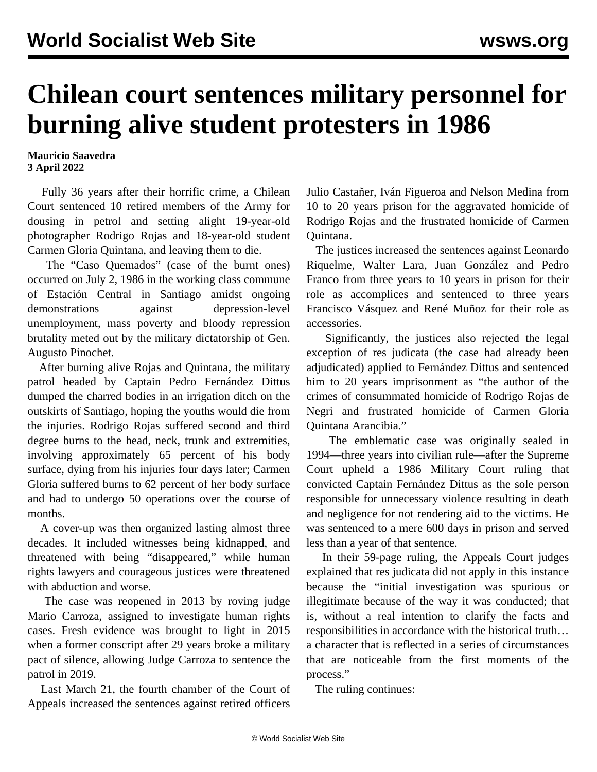# Chilean court sentences military personnel for burning alive student protesters in 1986

**Mauricio Saavedra**
**3 April 2022**

Fully 36 years after their horrific crime, a Chilean Court sentenced 10 retired members of the Army for dousing in petrol and setting alight 19-year-old photographer Rodrigo Rojas and 18-year-old student Carmen Gloria Quintana, and leaving them to die.

The "Caso Quemados" (case of the burnt ones) occurred on July 2, 1986 in the working class commune of Estación Central in Santiago amidst ongoing demonstrations against depression-level unemployment, mass poverty and bloody repression brutality meted out by the military dictatorship of Gen. Augusto Pinochet.

After burning alive Rojas and Quintana, the military patrol headed by Captain Pedro Fernández Dittus dumped the charred bodies in an irrigation ditch on the outskirts of Santiago, hoping the youths would die from the injuries. Rodrigo Rojas suffered second and third degree burns to the head, neck, trunk and extremities, involving approximately 65 percent of his body surface, dying from his injuries four days later; Carmen Gloria suffered burns to 62 percent of her body surface and had to undergo 50 operations over the course of months.

A cover-up was then organized lasting almost three decades. It included witnesses being kidnapped, and threatened with being "disappeared," while human rights lawyers and courageous justices were threatened with abduction and worse.

The case was reopened in 2013 by roving judge Mario Carroza, assigned to investigate human rights cases. Fresh evidence was brought to light in 2015 when a former conscript after 29 years broke a military pact of silence, allowing Judge Carroza to sentence the patrol in 2019.

Last March 21, the fourth chamber of the Court of Appeals increased the sentences against retired officers Julio Castañer, Iván Figueroa and Nelson Medina from 10 to 20 years prison for the aggravated homicide of Rodrigo Rojas and the frustrated homicide of Carmen Quintana.

The justices increased the sentences against Leonardo Riquelme, Walter Lara, Juan González and Pedro Franco from three years to 10 years in prison for their role as accomplices and sentenced to three years Francisco Vásquez and René Muñoz for their role as accessories.

Significantly, the justices also rejected the legal exception of res judicata (the case had already been adjudicated) applied to Fernández Dittus and sentenced him to 20 years imprisonment as "the author of the crimes of consummated homicide of Rodrigo Rojas de Negri and frustrated homicide of Carmen Gloria Quintana Arancibia."

The emblematic case was originally sealed in 1994—three years into civilian rule—after the Supreme Court upheld a 1986 Military Court ruling that convicted Captain Fernández Dittus as the sole person responsible for unnecessary violence resulting in death and negligence for not rendering aid to the victims. He was sentenced to a mere 600 days in prison and served less than a year of that sentence.

In their 59-page ruling, the Appeals Court judges explained that res judicata did not apply in this instance because the "initial investigation was spurious or illegitimate because of the way it was conducted; that is, without a real intention to clarify the facts and responsibilities in accordance with the historical truth… a character that is reflected in a series of circumstances that are noticeable from the first moments of the process."

The ruling continues: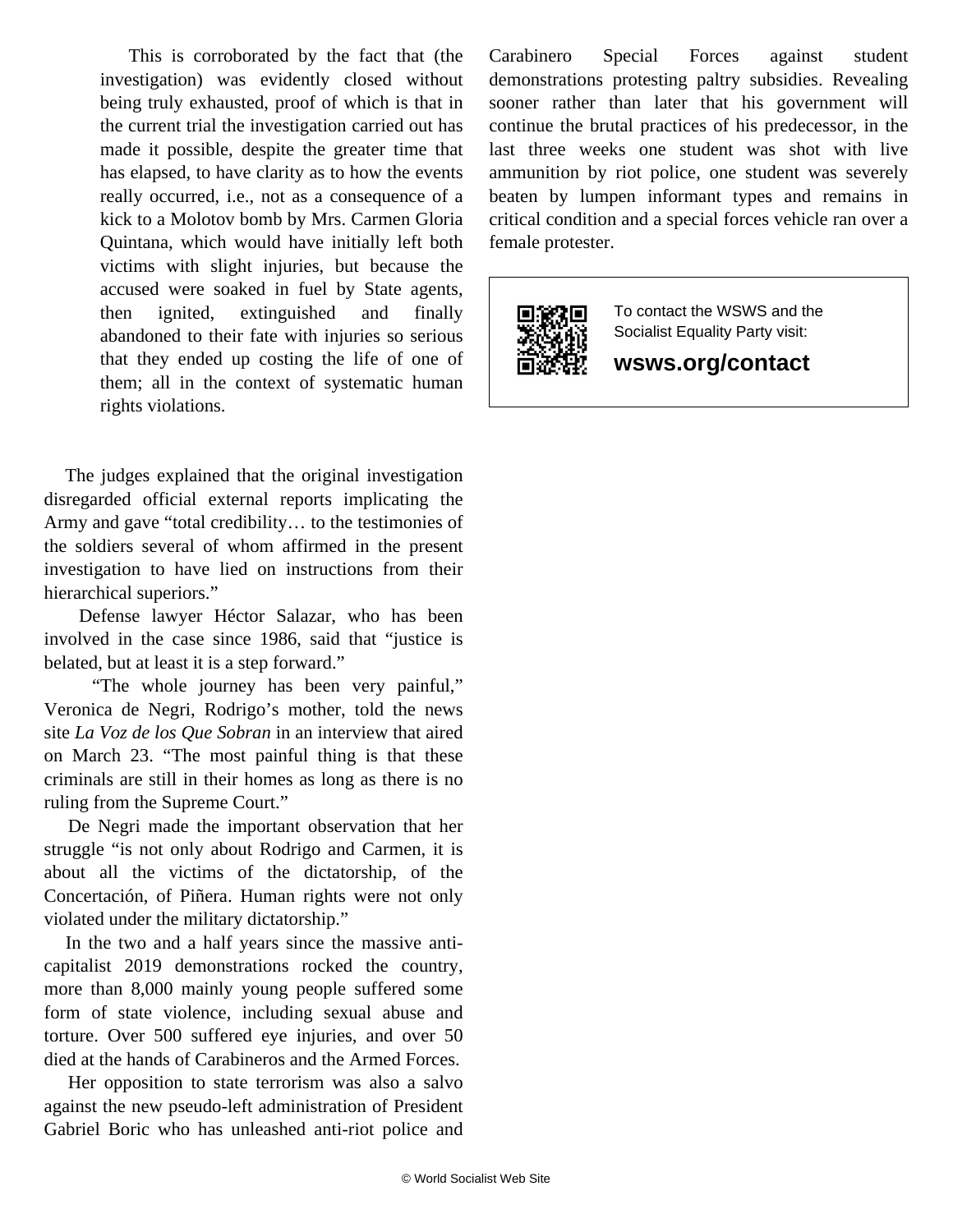> This is corroborated by the fact that (the investigation) was evidently closed without being truly exhausted, proof of which is that in the current trial the investigation carried out has made it possible, despite the greater time that has elapsed, to have clarity as to how the events really occurred, i.e., not as a consequence of a kick to a Molotov bomb by Mrs. Carmen Gloria Quintana, which would have initially left both victims with slight injuries, but because the accused were soaked in fuel by State agents, then ignited, extinguished and finally abandoned to their fate with injuries so serious that they ended up costing the life of one of them; all in the context of systematic human rights violations.

The judges explained that the original investigation disregarded official external reports implicating the Army and gave "total credibility… to the testimonies of the soldiers several of whom affirmed in the present investigation to have lied on instructions from their hierarchical superiors."

Defense lawyer Héctor Salazar, who has been involved in the case since 1986, said that "justice is belated, but at least it is a step forward."

"The whole journey has been very painful," Veronica de Negri, Rodrigo's mother, told the news site *La Voz de los Que Sobran* in an interview that aired on March 23. "The most painful thing is that these criminals are still in their homes as long as there is no ruling from the Supreme Court."

De Negri made the important observation that her struggle "is not only about Rodrigo and Carmen, it is about all the victims of the dictatorship, of the Concertación, of Piñera. Human rights were not only violated under the military dictatorship."

In the two and a half years since the massive anti-capitalist 2019 demonstrations rocked the country, more than 8,000 mainly young people suffered some form of state violence, including sexual abuse and torture. Over 500 suffered eye injuries, and over 50 died at the hands of Carabineros and the Armed Forces.

Her opposition to state terrorism was also a salvo against the new pseudo-left administration of President Gabriel Boric who has unleashed anti-riot police and Carabinero Special Forces against student demonstrations protesting paltry subsidies. Revealing sooner rather than later that his government will continue the brutal practices of his predecessor, in the last three weeks one student was shot with live ammunition by riot police, one student was severely beaten by lumpen informant types and remains in critical condition and a special forces vehicle ran over a female protester.

To contact the WSWS and the Socialist Equality Party visit:

**wsws.org/contact**